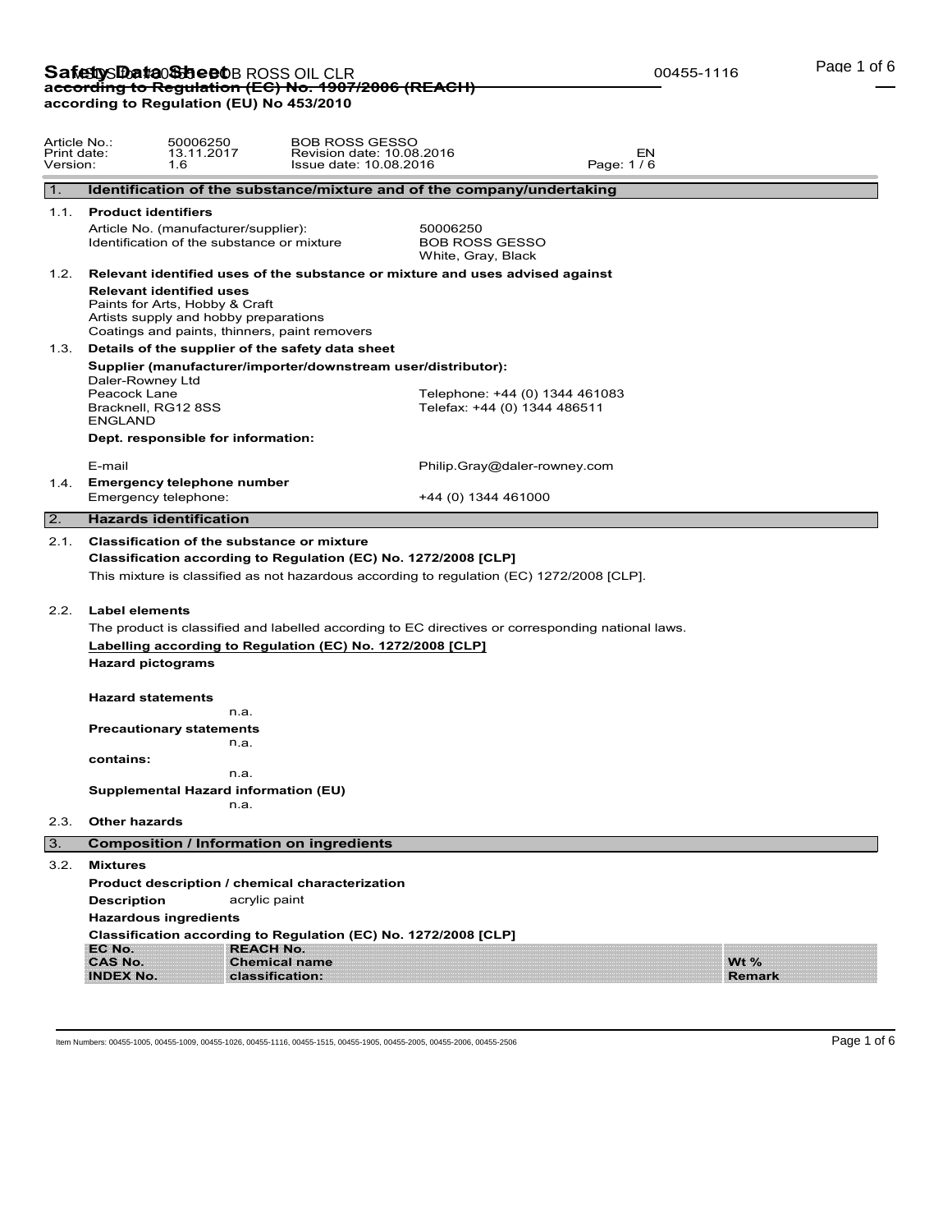# Safety Data Sheet

**according to Regulation (EC) No. 1907/2006 (REACH)**
**according to Regulation (EU) No 453/2010**

| | | | |
|---|---|---|---|
| Article No.: | 50006250 | BOB ROSS GESSO | |
| Print date: | 13.11.2017 | Revision date: 10.08.2016 | EN |
| Version: | 1.6 | Issue date: 10.08.2016 | Page: 1 / 6 |

## 1. Identification of the substance/mixture and of the company/undertaking

### 1.1. Product identifiers

Article No. (manufacturer/supplier): 50006250

Identification of the substance or mixture: BOB ROSS GESSO
White, Gray, Black

### 1.2. Relevant identified uses of the substance or mixture and uses advised against

**Relevant identified uses**

Paints for Arts, Hobby & Craft
Artists supply and hobby preparations
Coatings and paints, thinners, paint removers

### 1.3. Details of the supplier of the safety data sheet

**Supplier (manufacturer/importer/downstream user/distributor):**

Daler-Rowney Ltd
Peacock Lane
Bracknell, RG12 8SS
ENGLAND

Telephone: +44 (0) 1344 461083
Telefax: +44 (0) 1344 486511

**Dept. responsible for information:**

E-mail: Philip.Gray@daler-rowney.com

### 1.4. Emergency telephone number

Emergency telephone: +44 (0) 1344 461000

## 2. Hazards identification

### 2.1. Classification of the substance or mixture

**Classification according to Regulation (EC) No. 1272/2008 [CLP]**

This mixture is classified as not hazardous according to regulation (EC) 1272/2008 [CLP].

### 2.2. Label elements

The product is classified and labelled according to EC directives or corresponding national laws.

**Labelling according to Regulation (EC) No. 1272/2008 [CLP]**

**Hazard pictograms**

**Hazard statements**

n.a.

**Precautionary statements**

n.a.

**contains:**

n.a.

**Supplemental Hazard information (EU)**

n.a.

### 2.3. Other hazards

## 3. Composition / Information on ingredients

### 3.2. Mixtures

**Product description / chemical characterization**

**Description** acrylic paint

**Hazardous ingredients**

**Classification according to Regulation (EC) No. 1272/2008 [CLP]**

| EC No.<br>CAS No.<br>INDEX No. | REACH No.<br>Chemical name<br>classification: | Wt %<br>Remark |
|---|---|---|

Item Numbers: 00455-1005, 00455-1009, 00455-1026, 00455-1116, 00455-1515, 00455-1905, 00455-2005, 00455-2006, 00455-2506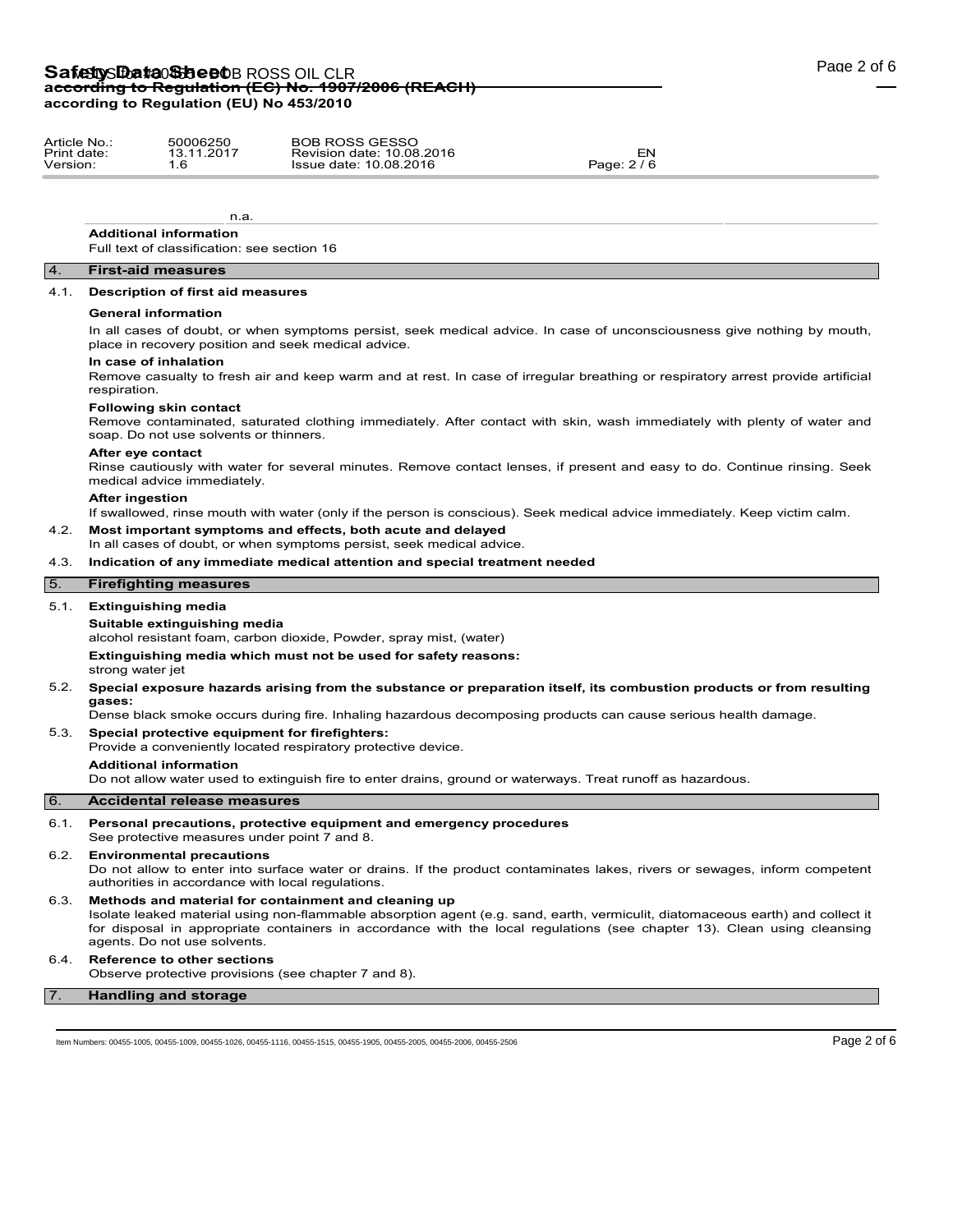n.a.

**Additional information**

Full text of classification: see section 16

## 4. First-aid measures

### 4.1. Description of first aid measures

**General information**

In all cases of doubt, or when symptoms persist, seek medical advice. In case of unconsciousness give nothing by mouth, place in recovery position and seek medical advice.

**In case of inhalation**

Remove casualty to fresh air and keep warm and at rest. In case of irregular breathing or respiratory arrest provide artificial respiration.

**Following skin contact**

Remove contaminated, saturated clothing immediately. After contact with skin, wash immediately with plenty of water and soap. Do not use solvents or thinners.

**After eye contact**

Rinse cautiously with water for several minutes. Remove contact lenses, if present and easy to do. Continue rinsing. Seek medical advice immediately.

**After ingestion**

If swallowed, rinse mouth with water (only if the person is conscious). Seek medical advice immediately. Keep victim calm.

### 4.2. Most important symptoms and effects, both acute and delayed

In all cases of doubt, or when symptoms persist, seek medical advice.

### 4.3. Indication of any immediate medical attention and special treatment needed

## 5. Firefighting measures

### 5.1. Extinguishing media

**Suitable extinguishing media**

alcohol resistant foam, carbon dioxide, Powder, spray mist, (water)

**Extinguishing media which must not be used for safety reasons:**

strong water jet

### 5.2. Special exposure hazards arising from the substance or preparation itself, its combustion products or from resulting gases:

Dense black smoke occurs during fire. Inhaling hazardous decomposing products can cause serious health damage.

### 5.3. Special protective equipment for firefighters:

Provide a conveniently located respiratory protective device.

**Additional information**

Do not allow water used to extinguish fire to enter drains, ground or waterways. Treat runoff as hazardous.

## 6. Accidental release measures

### 6.1. Personal precautions, protective equipment and emergency procedures

See protective measures under point 7 and 8.

### 6.2. Environmental precautions

Do not allow to enter into surface water or drains. If the product contaminates lakes, rivers or sewages, inform competent authorities in accordance with local regulations.

### 6.3. Methods and material for containment and cleaning up

Isolate leaked material using non-flammable absorption agent (e.g. sand, earth, vermiculit, diatomaceous earth) and collect it for disposal in appropriate containers in accordance with the local regulations (see chapter 13). Clean using cleansing agents. Do not use solvents.

### 6.4. Reference to other sections

Observe protective provisions (see chapter 7 and 8).

## 7. Handling and storage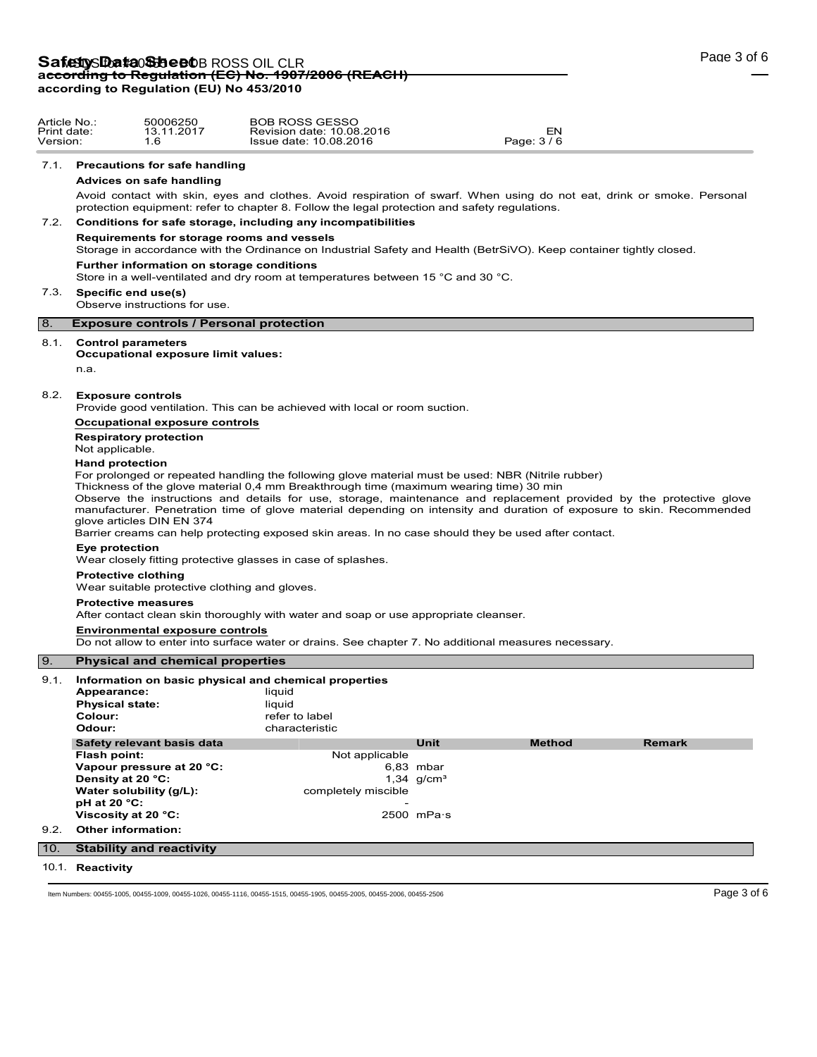| Article No.: | 50006250 | BOB ROSS GESSO | |
|---|---|---|---|
| Print date: | 13.11.2017 | Revision date: 10.08.2016 | EN |
| Version: | 1.6 | Issue date: 10.08.2016 | Page: 3 / 6 |

### 7.1. Precautions for safe handling

**Advices on safe handling**

Avoid contact with skin, eyes and clothes. Avoid respiration of swarf. When using do not eat, drink or smoke. Personal protection equipment: refer to chapter 8. Follow the legal protection and safety regulations.

### 7.2. Conditions for safe storage, including any incompatibilities

**Requirements for storage rooms and vessels**

Storage in accordance with the Ordinance on Industrial Safety and Health (BetrSiVO). Keep container tightly closed.

**Further information on storage conditions**

Store in a well-ventilated and dry room at temperatures between 15 °C and 30 °C.

### 7.3. Specific end use(s)

Observe instructions for use.

## 8. Exposure controls / Personal protection

### 8.1. Control parameters

**Occupational exposure limit values:**

n.a.

### 8.2. Exposure controls

Provide good ventilation. This can be achieved with local or room suction.

**Occupational exposure controls**

**Respiratory protection**

Not applicable.

**Hand protection**

For prolonged or repeated handling the following glove material must be used: NBR (Nitrile rubber)

Thickness of the glove material 0,4 mm Breakthrough time (maximum wearing time) 30 min

Observe the instructions and details for use, storage, maintenance and replacement provided by the protective glove manufacturer. Penetration time of glove material depending on intensity and duration of exposure to skin. Recommended glove articles DIN EN 374

Barrier creams can help protecting exposed skin areas. In no case should they be used after contact.

**Eye protection**

Wear closely fitting protective glasses in case of splashes.

**Protective clothing**

Wear suitable protective clothing and gloves.

**Protective measures**

After contact clean skin thoroughly with water and soap or use appropriate cleanser.

**Environmental exposure controls**

Do not allow to enter into surface water or drains. See chapter 7. No additional measures necessary.

## 9. Physical and chemical properties

### 9.1. Information on basic physical and chemical properties

**Appearance:** liquid
**Physical state:** liquid
**Colour:** refer to label
**Odour:** characteristic

| Safety relevant basis data | | Unit | Method | Remark |
|---|---|---|---|---|
| **Flash point:** | Not applicable | | | |
| **Vapour pressure at 20 °C:** | 6,83 | mbar | | |
| **Density at 20 °C:** | 1,34 | g/cm³ | | |
| **Water solubility (g/L):** | completely miscible | | | |
| **pH at 20 °C:** | - | | | |
| **Viscosity at 20 °C:** | 2500 | mPa·s | | |

### 9.2. Other information:

## 10. Stability and reactivity

### 10.1. Reactivity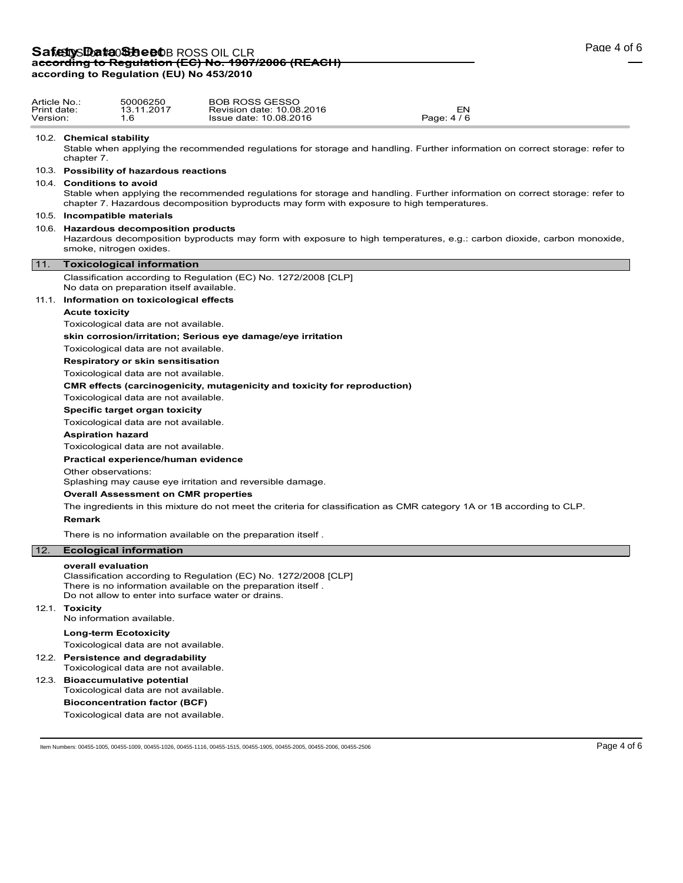10.2. **Chemical stability**

Stable when applying the recommended regulations for storage and handling. Further information on correct storage: refer to chapter 7.

10.3. **Possibility of hazardous reactions**

10.4. **Conditions to avoid**

Stable when applying the recommended regulations for storage and handling. Further information on correct storage: refer to chapter 7. Hazardous decomposition byproducts may form with exposure to high temperatures.

10.5. **Incompatible materials**

10.6. **Hazardous decomposition products**

Hazardous decomposition byproducts may form with exposure to high temperatures, e.g.: carbon dioxide, carbon monoxide, smoke, nitrogen oxides.

## 11. Toxicological information

Classification according to Regulation (EC) No. 1272/2008 [CLP]
No data on preparation itself available.

11.1. **Information on toxicological effects**

**Acute toxicity**

Toxicological data are not available.

**skin corrosion/irritation; Serious eye damage/eye irritation**

Toxicological data are not available.

**Respiratory or skin sensitisation**

Toxicological data are not available.

**CMR effects (carcinogenicity, mutagenicity and toxicity for reproduction)**

Toxicological data are not available.

**Specific target organ toxicity**

Toxicological data are not available.

**Aspiration hazard**

Toxicological data are not available.

**Practical experience/human evidence**

Other observations:
Splashing may cause eye irritation and reversible damage.

**Overall Assessment on CMR properties**

The ingredients in this mixture do not meet the criteria for classification as CMR category 1A or 1B according to CLP.

**Remark**

There is no information available on the preparation itself .

## 12. Ecological information

**overall evaluation**

Classification according to Regulation (EC) No. 1272/2008 [CLP]
There is no information available on the preparation itself .
Do not allow to enter into surface water or drains.

12.1. **Toxicity**

No information available.

**Long-term Ecotoxicity**

Toxicological data are not available.

12.2. **Persistence and degradability**

Toxicological data are not available.

12.3. **Bioaccumulative potential**

Toxicological data are not available.

**Bioconcentration factor (BCF)**

Toxicological data are not available.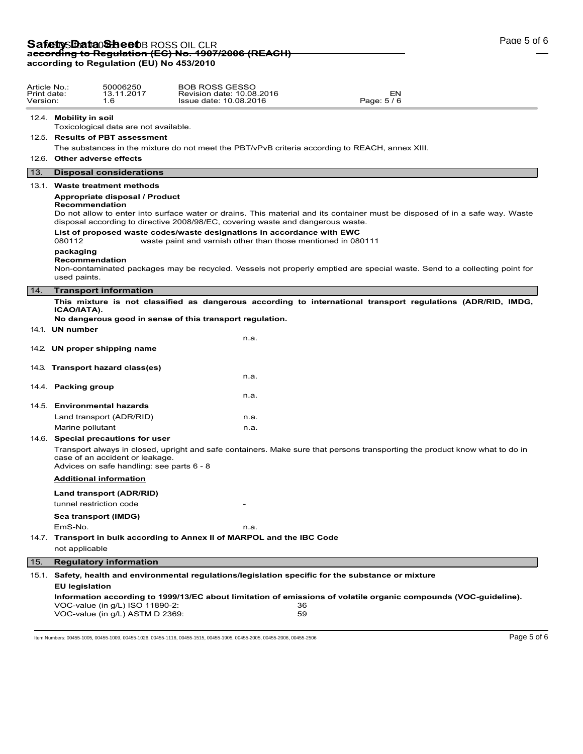| Article No.: | 50006250 | BOB ROSS GESSO | |
|---|---|---|---|
| Print date: | 13.11.2017 | Revision date: 10.08.2016 | EN |
| Version: | 1.6 | Issue date: 10.08.2016 | Page: 5 / 6 |

12.4. **Mobility in soil**

Toxicological data are not available.

12.5. **Results of PBT assessment**

The substances in the mixture do not meet the PBT/vPvB criteria according to REACH, annex XIII.

12.6. **Other adverse effects**

## 13. Disposal considerations

13.1. **Waste treatment methods**

**Appropriate disposal / Product**

**Recommendation**

Do not allow to enter into surface water or drains. This material and its container must be disposed of in a safe way. Waste disposal according to directive 2008/98/EC, covering waste and dangerous waste.

**List of proposed waste codes/waste designations in accordance with EWC**

080112 waste paint and varnish other than those mentioned in 080111

**packaging**

**Recommendation**

Non-contaminated packages may be recycled. Vessels not properly emptied are special waste. Send to a collecting point for used paints.

## 14. Transport information

**This mixture is not classified as dangerous according to international transport regulations (ADR/RID, IMDG, ICAO/IATA).**

**No dangerous good in sense of this transport regulation.**

14.1. **UN number**

n.a.

14.2. **UN proper shipping name**

14.3. **Transport hazard class(es)**

n.a.

14.4. **Packing group**

n.a.

14.5. **Environmental hazards**

Land transport (ADR/RID) n.a.

Marine pollutant n.a.

14.6. **Special precautions for user**

Transport always in closed, upright and safe containers. Make sure that persons transporting the product know what to do in case of an accident or leakage.

Advices on safe handling: see parts 6 - 8

**Additional information**

**Land transport (ADR/RID)**

tunnel restriction code -

**Sea transport (IMDG)**

EmS-No. n.a.

14.7. **Transport in bulk according to Annex II of MARPOL and the IBC Code**

not applicable

## 15. Regulatory information

15.1. **Safety, health and environmental regulations/legislation specific for the substance or mixture**

**EU legislation**

**Information according to 1999/13/EC about limitation of emissions of volatile organic compounds (VOC-guideline).**

VOC-value (in g/L) ISO 11890-2: 36

VOC-value (in g/L) ASTM D 2369: 59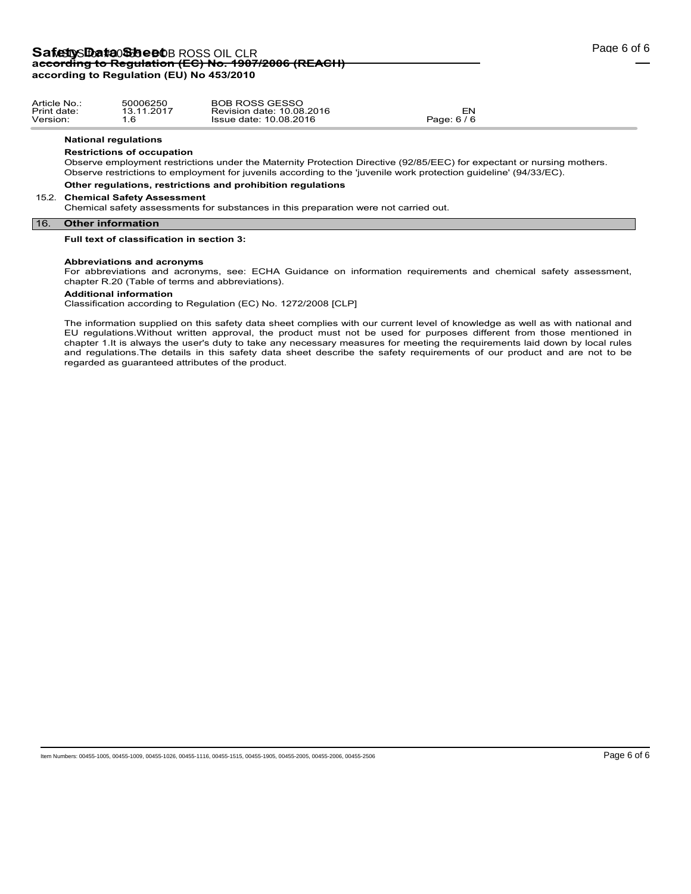**National regulations**

**Restrictions of occupation**

Observe employment restrictions under the Maternity Protection Directive (92/85/EEC) for expectant or nursing mothers. Observe restrictions to employment for juvenils according to the 'juvenile work protection guideline' (94/33/EC).

**Other regulations, restrictions and prohibition regulations**

### 15.2. Chemical Safety Assessment

Chemical safety assessments for substances in this preparation were not carried out.

## 16. Other information

**Full text of classification in section 3:**

**Abbreviations and acronyms**

For abbreviations and acronyms, see: ECHA Guidance on information requirements and chemical safety assessment, chapter R.20 (Table of terms and abbreviations).

**Additional information**

Classification according to Regulation (EC) No. 1272/2008 [CLP]

The information supplied on this safety data sheet complies with our current level of knowledge as well as with national and EU regulations.Without written approval, the product must not be used for purposes different from those mentioned in chapter 1.It is always the user's duty to take any necessary measures for meeting the requirements laid down by local rules and regulations.The details in this safety data sheet describe the safety requirements of our product and are not to be regarded as guaranteed attributes of the product.